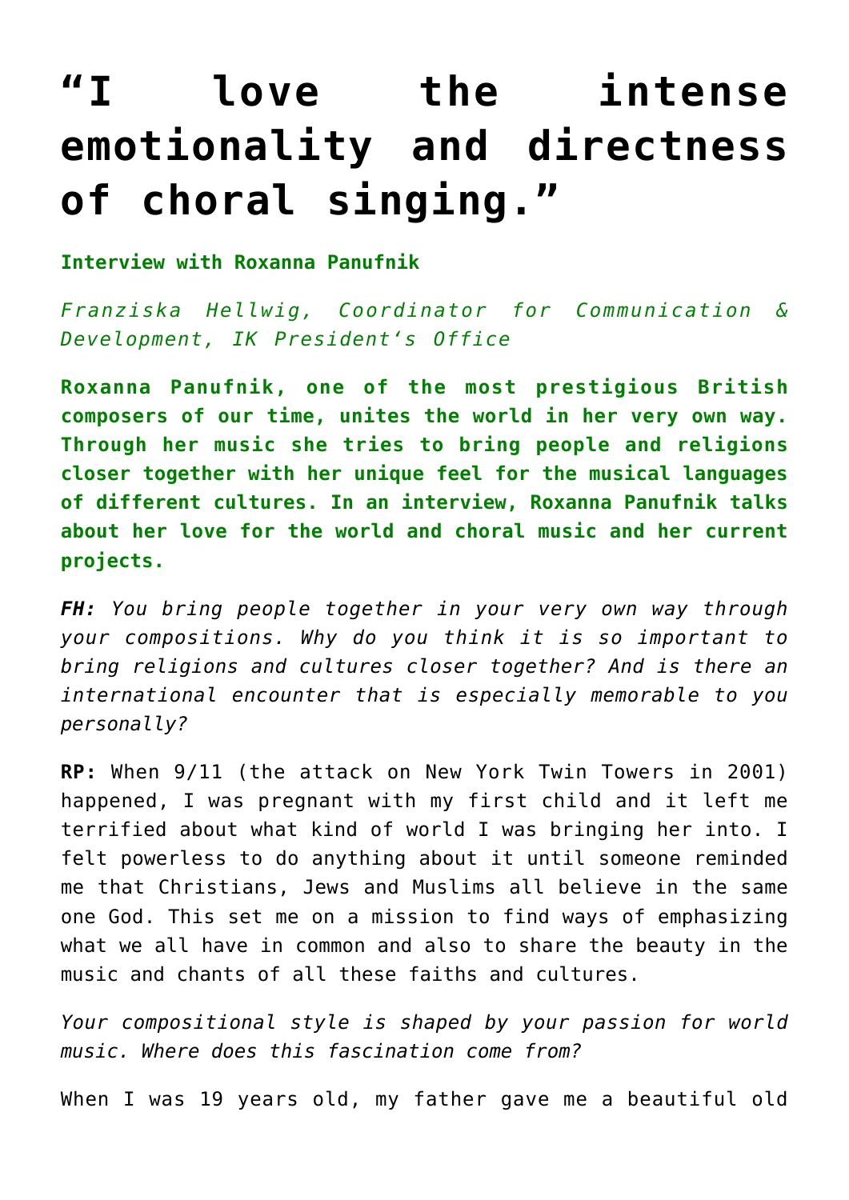# “I love the intense emotionality and directness of choral singing.”

**Interview with Roxanna Panufnik**

*Franziska Hellwig, Coordinator for Communication & Development, IK President's Office*

**Roxanna Panufnik, one of the most prestigious British composers of our time, unites the world in her very own way. Through her music she tries to bring people and religions closer together with her unique feel for the musical languages of different cultures. In an interview, Roxanna Panufnik talks about her love for the world and choral music and her current projects.**

***FH:*** *You bring people together in your very own way through your compositions. Why do you think it is so important to bring religions and cultures closer together? And is there an international encounter that is especially memorable to you personally?*

**RP:** When 9/11 (the attack on New York Twin Towers in 2001) happened, I was pregnant with my first child and it left me terrified about what kind of world I was bringing her into. I felt powerless to do anything about it until someone reminded me that Christians, Jews and Muslims all believe in the same one God. This set me on a mission to find ways of emphasizing what we all have in common and also to share the beauty in the music and chants of all these faiths and cultures.

*Your compositional style is shaped by your passion for world music. Where does this fascination come from?*

When I was 19 years old, my father gave me a beautiful old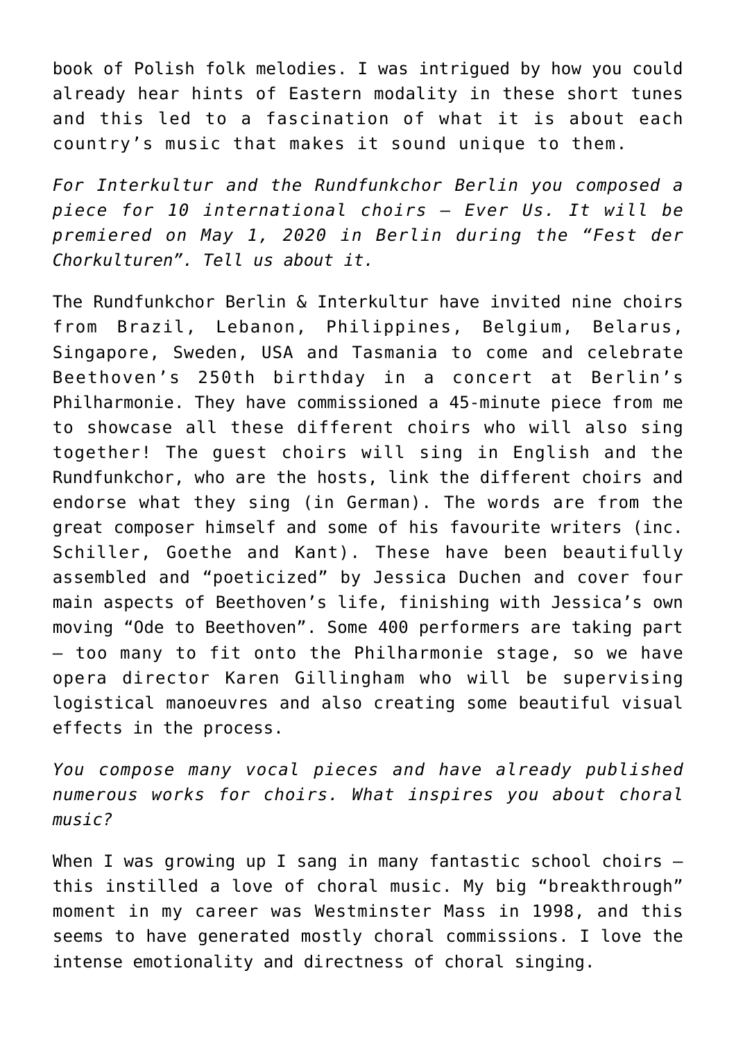book of Polish folk melodies. I was intrigued by how you could already hear hints of Eastern modality in these short tunes and this led to a fascination of what it is about each country's music that makes it sound unique to them.

*For Interkultur and the Rundfunkchor Berlin you composed a piece for 10 international choirs – Ever Us. It will be premiered on May 1, 2020 in Berlin during the "Fest der Chorkulturen". Tell us about it.*

The Rundfunkchor Berlin & Interkultur have invited nine choirs from Brazil, Lebanon, Philippines, Belgium, Belarus, Singapore, Sweden, USA and Tasmania to come and celebrate Beethoven's 250th birthday in a concert at Berlin's Philharmonie. They have commissioned a 45-minute piece from me to showcase all these different choirs who will also sing together! The guest choirs will sing in English and the Rundfunkchor, who are the hosts, link the different choirs and endorse what they sing (in German). The words are from the great composer himself and some of his favourite writers (inc. Schiller, Goethe and Kant). These have been beautifully assembled and "poeticized" by Jessica Duchen and cover four main aspects of Beethoven's life, finishing with Jessica's own moving "Ode to Beethoven". Some 400 performers are taking part – too many to fit onto the Philharmonie stage, so we have opera director Karen Gillingham who will be supervising logistical manoeuvres and also creating some beautiful visual effects in the process.

*You compose many vocal pieces and have already published numerous works for choirs. What inspires you about choral music?*

When I was growing up I sang in many fantastic school choirs – this instilled a love of choral music. My big "breakthrough" moment in my career was Westminster Mass in 1998, and this seems to have generated mostly choral commissions. I love the intense emotionality and directness of choral singing.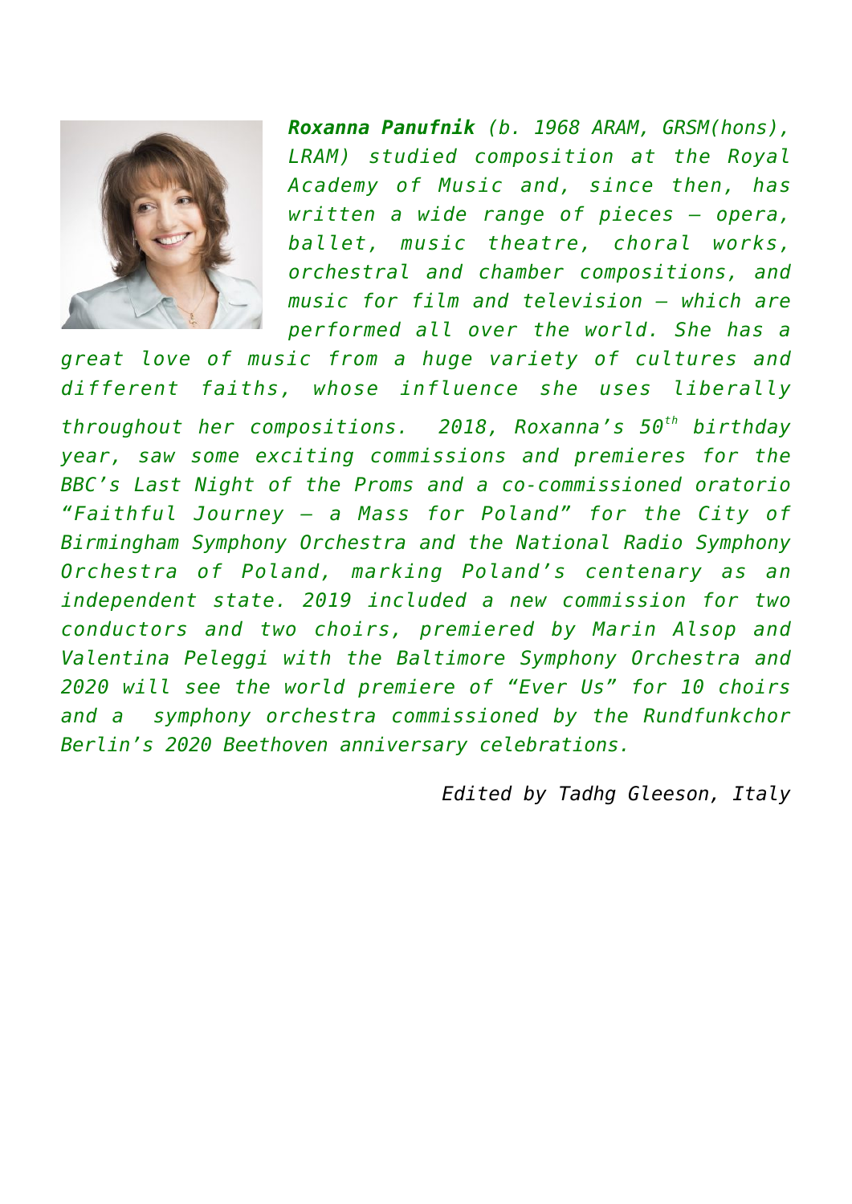***Roxanna Panufnik*** *(b. 1968 ARAM, GRSM(hons), LRAM) studied composition at the Royal Academy of Music and, since then, has written a wide range of pieces – opera, ballet, music theatre, choral works, orchestral and chamber compositions, and music for film and television – which are performed all over the world. She has a great love of music from a huge variety of cultures and different faiths, whose influence she uses liberally throughout her compositions. 2018, Roxanna's 50th birthday year, saw some exciting commissions and premieres for the BBC's Last Night of the Proms and a co-commissioned oratorio "Faithful Journey – a Mass for Poland" for the City of Birmingham Symphony Orchestra and the National Radio Symphony Orchestra of Poland, marking Poland's centenary as an independent state. 2019 included a new commission for two conductors and two choirs, premiered by Marin Alsop and Valentina Peleggi with the Baltimore Symphony Orchestra and 2020 will see the world premiere of "Ever Us" for 10 choirs and a symphony orchestra commissioned by the Rundfunkchor Berlin's 2020 Beethoven anniversary celebrations.*

*Edited by Tadhg Gleeson, Italy*